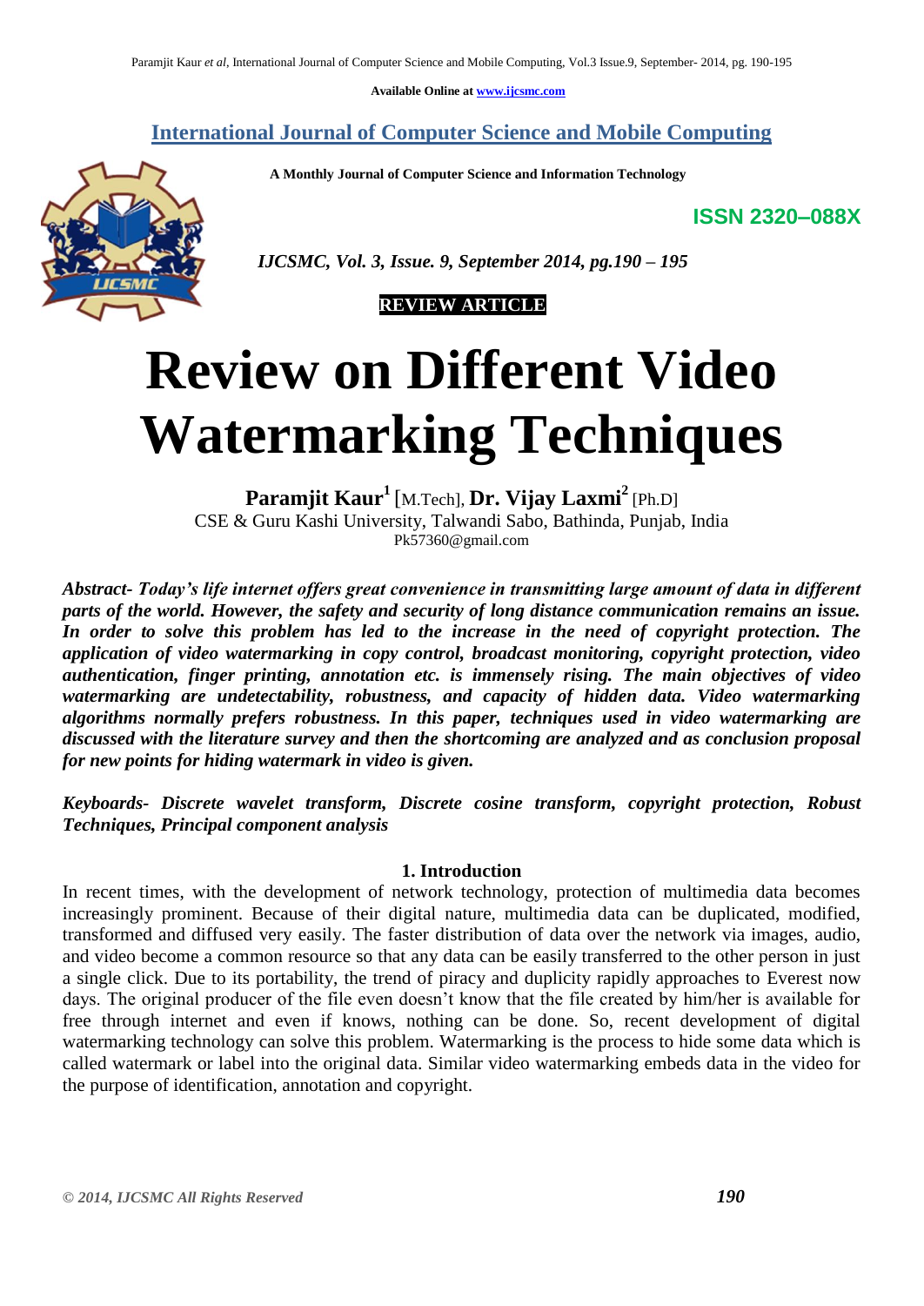Available Online at www.ijcsmc.com

# International Journal of Computer Science and Mobile Computing

A Monthly Journal of Computer Science and Information Technology

ISSN 2320–088X

*IJCSMC, Vol. 3, Issue. 9, September 2014, pg.190 – 195*

**REVIEW ARTICLE**

# Review on Different Video Watermarking Techniques

**Paramjit Kaur**[1] [M.Tech], **Dr. Vijay Laxmi**[2] [Ph.D]
CSE & Guru Kashi University, Talwandi Sabo, Bathinda, Punjab, India
Pk57360@gmail.com

***Abstract- Today's life internet offers great convenience in transmitting large amount of data in different parts of the world. However, the safety and security of long distance communication remains an issue. In order to solve this problem has led to the increase in the need of copyright protection. The application of video watermarking in copy control, broadcast monitoring, copyright protection, video authentication, finger printing, annotation etc. is immensely rising. The main objectives of video watermarking are undetectability, robustness, and capacity of hidden data. Video watermarking algorithms normally prefers robustness. In this paper, techniques used in video watermarking are discussed with the literature survey and then the shortcoming are analyzed and as conclusion proposal for new points for hiding watermark in video is given.***

***Keyboards- Discrete wavelet transform, Discrete cosine transform, copyright protection, Robust Techniques, Principal component analysis***

## 1. Introduction

In recent times, with the development of network technology, protection of multimedia data becomes increasingly prominent. Because of their digital nature, multimedia data can be duplicated, modified, transformed and diffused very easily. The faster distribution of data over the network via images, audio, and video become a common resource so that any data can be easily transferred to the other person in just a single click. Due to its portability, the trend of piracy and duplicity rapidly approaches to Everest now days. The original producer of the file even doesn't know that the file created by him/her is available for free through internet and even if knows, nothing can be done. So, recent development of digital watermarking technology can solve this problem. Watermarking is the process to hide some data which is called watermark or label into the original data. Similar video watermarking embeds data in the video for the purpose of identification, annotation and copyright.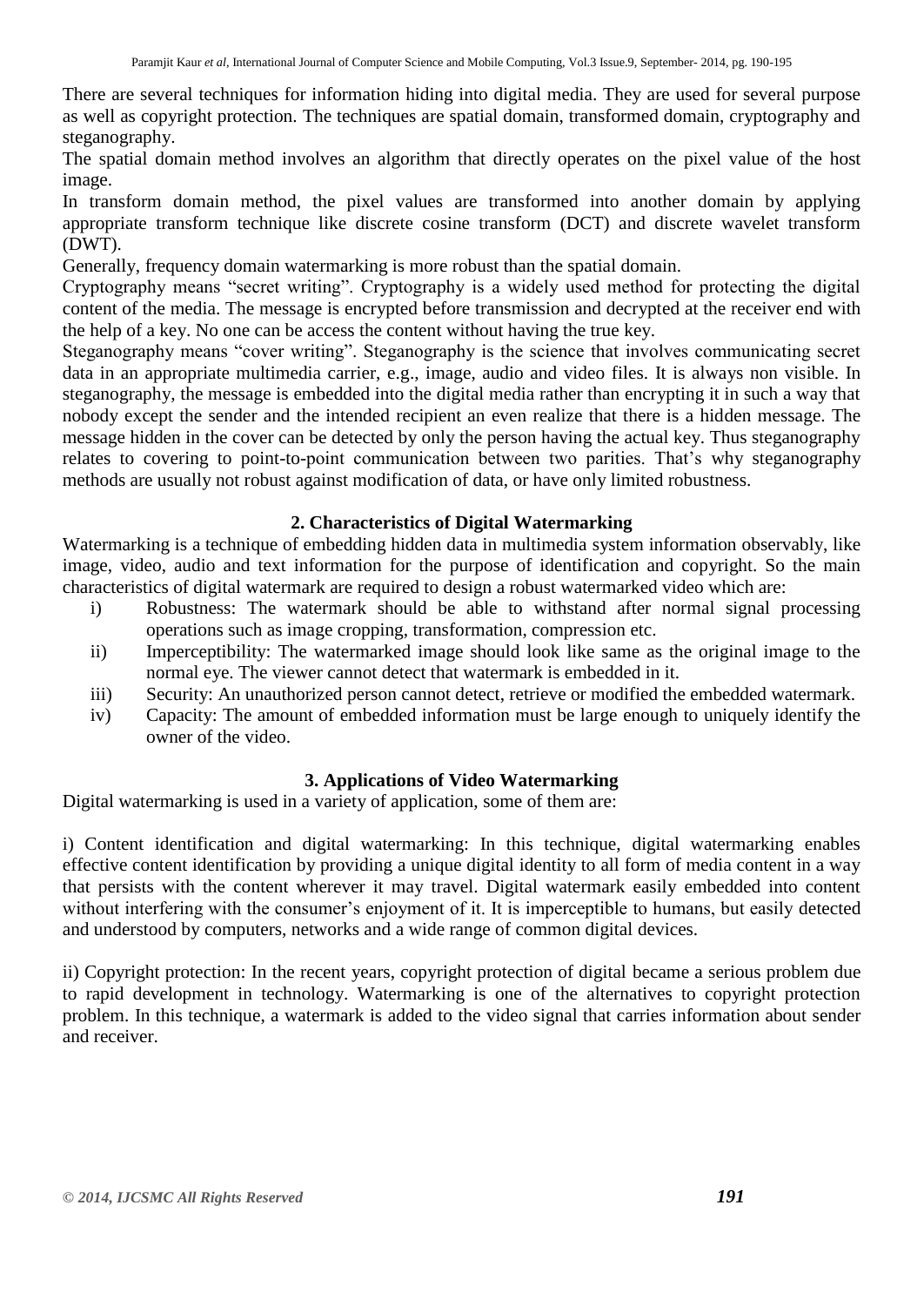There are several techniques for information hiding into digital media. They are used for several purpose as well as copyright protection. The techniques are spatial domain, transformed domain, cryptography and steganography.

The spatial domain method involves an algorithm that directly operates on the pixel value of the host image.

In transform domain method, the pixel values are transformed into another domain by applying appropriate transform technique like discrete cosine transform (DCT) and discrete wavelet transform (DWT).

Generally, frequency domain watermarking is more robust than the spatial domain.

Cryptography means "secret writing". Cryptography is a widely used method for protecting the digital content of the media. The message is encrypted before transmission and decrypted at the receiver end with the help of a key. No one can be access the content without having the true key.

Steganography means "cover writing". Steganography is the science that involves communicating secret data in an appropriate multimedia carrier, e.g., image, audio and video files. It is always non visible. In steganography, the message is embedded into the digital media rather than encrypting it in such a way that nobody except the sender and the intended recipient an even realize that there is a hidden message. The message hidden in the cover can be detected by only the person having the actual key. Thus steganography relates to covering to point-to-point communication between two parities. That's why steganography methods are usually not robust against modification of data, or have only limited robustness.

## 2. Characteristics of Digital Watermarking

Watermarking is a technique of embedding hidden data in multimedia system information observably, like image, video, audio and text information for the purpose of identification and copyright. So the main characteristics of digital watermark are required to design a robust watermarked video which are:

i) Robustness: The watermark should be able to withstand after normal signal processing operations such as image cropping, transformation, compression etc.

ii) Imperceptibility: The watermarked image should look like same as the original image to the normal eye. The viewer cannot detect that watermark is embedded in it.

iii) Security: An unauthorized person cannot detect, retrieve or modified the embedded watermark.

iv) Capacity: The amount of embedded information must be large enough to uniquely identify the owner of the video.

## 3. Applications of Video Watermarking

Digital watermarking is used in a variety of application, some of them are:

i) Content identification and digital watermarking: In this technique, digital watermarking enables effective content identification by providing a unique digital identity to all form of media content in a way that persists with the content wherever it may travel. Digital watermark easily embedded into content without interfering with the consumer's enjoyment of it. It is imperceptible to humans, but easily detected and understood by computers, networks and a wide range of common digital devices.

ii) Copyright protection: In the recent years, copyright protection of digital became a serious problem due to rapid development in technology. Watermarking is one of the alternatives to copyright protection problem. In this technique, a watermark is added to the video signal that carries information about sender and receiver.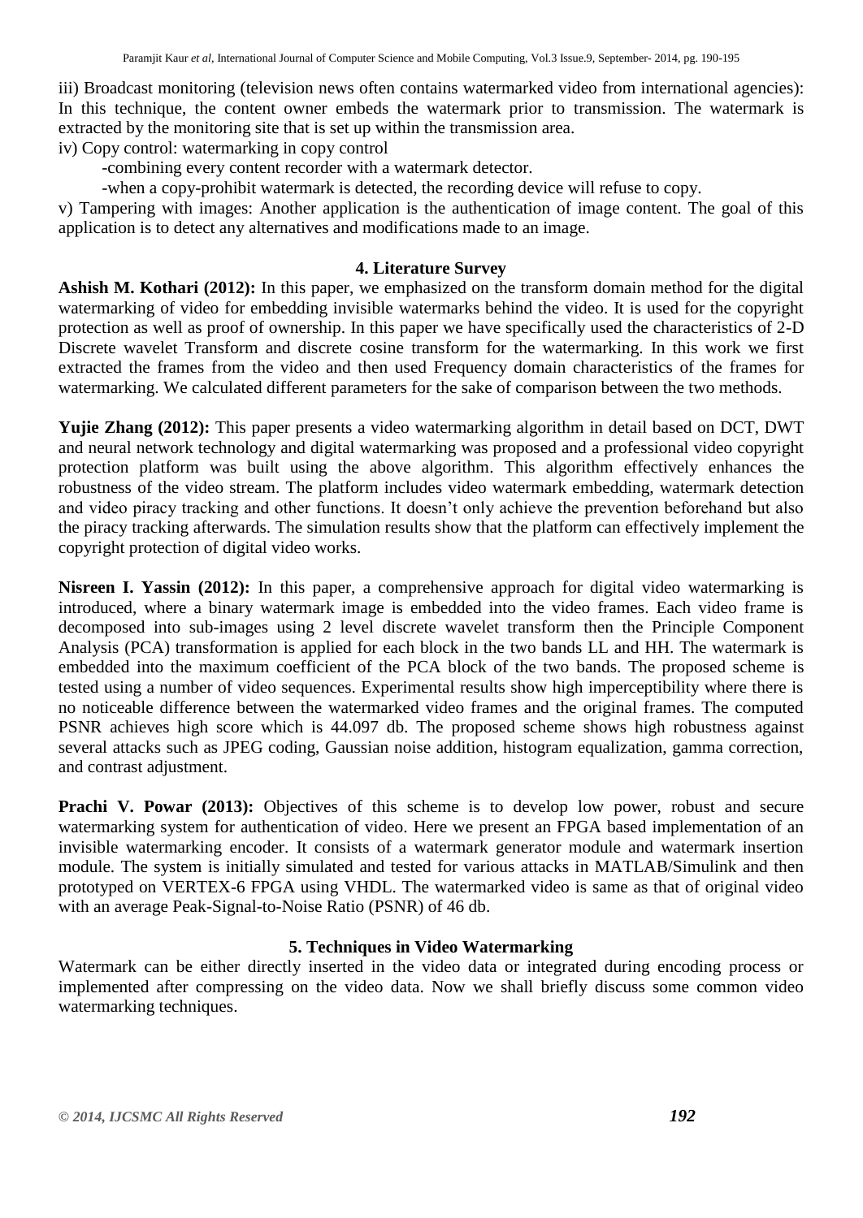iii) Broadcast monitoring (television news often contains watermarked video from international agencies): In this technique, the content owner embeds the watermark prior to transmission. The watermark is extracted by the monitoring site that is set up within the transmission area.

iv) Copy control: watermarking in copy control

-combining every content recorder with a watermark detector.

-when a copy-prohibit watermark is detected, the recording device will refuse to copy.

v) Tampering with images: Another application is the authentication of image content. The goal of this application is to detect any alternatives and modifications made to an image.

## 4. Literature Survey

**Ashish M. Kothari (2012):** In this paper, we emphasized on the transform domain method for the digital watermarking of video for embedding invisible watermarks behind the video. It is used for the copyright protection as well as proof of ownership. In this paper we have specifically used the characteristics of 2-D Discrete wavelet Transform and discrete cosine transform for the watermarking. In this work we first extracted the frames from the video and then used Frequency domain characteristics of the frames for watermarking. We calculated different parameters for the sake of comparison between the two methods.

**Yujie Zhang (2012):** This paper presents a video watermarking algorithm in detail based on DCT, DWT and neural network technology and digital watermarking was proposed and a professional video copyright protection platform was built using the above algorithm. This algorithm effectively enhances the robustness of the video stream. The platform includes video watermark embedding, watermark detection and video piracy tracking and other functions. It doesn't only achieve the prevention beforehand but also the piracy tracking afterwards. The simulation results show that the platform can effectively implement the copyright protection of digital video works.

**Nisreen I. Yassin (2012):** In this paper, a comprehensive approach for digital video watermarking is introduced, where a binary watermark image is embedded into the video frames. Each video frame is decomposed into sub-images using 2 level discrete wavelet transform then the Principle Component Analysis (PCA) transformation is applied for each block in the two bands LL and HH. The watermark is embedded into the maximum coefficient of the PCA block of the two bands. The proposed scheme is tested using a number of video sequences. Experimental results show high imperceptibility where there is no noticeable difference between the watermarked video frames and the original frames. The computed PSNR achieves high score which is 44.097 db. The proposed scheme shows high robustness against several attacks such as JPEG coding, Gaussian noise addition, histogram equalization, gamma correction, and contrast adjustment.

**Prachi V. Powar (2013):** Objectives of this scheme is to develop low power, robust and secure watermarking system for authentication of video. Here we present an FPGA based implementation of an invisible watermarking encoder. It consists of a watermark generator module and watermark insertion module. The system is initially simulated and tested for various attacks in MATLAB/Simulink and then prototyped on VERTEX-6 FPGA using VHDL. The watermarked video is same as that of original video with an average Peak-Signal-to-Noise Ratio (PSNR) of 46 db.

## 5. Techniques in Video Watermarking

Watermark can be either directly inserted in the video data or integrated during encoding process or implemented after compressing on the video data. Now we shall briefly discuss some common video watermarking techniques.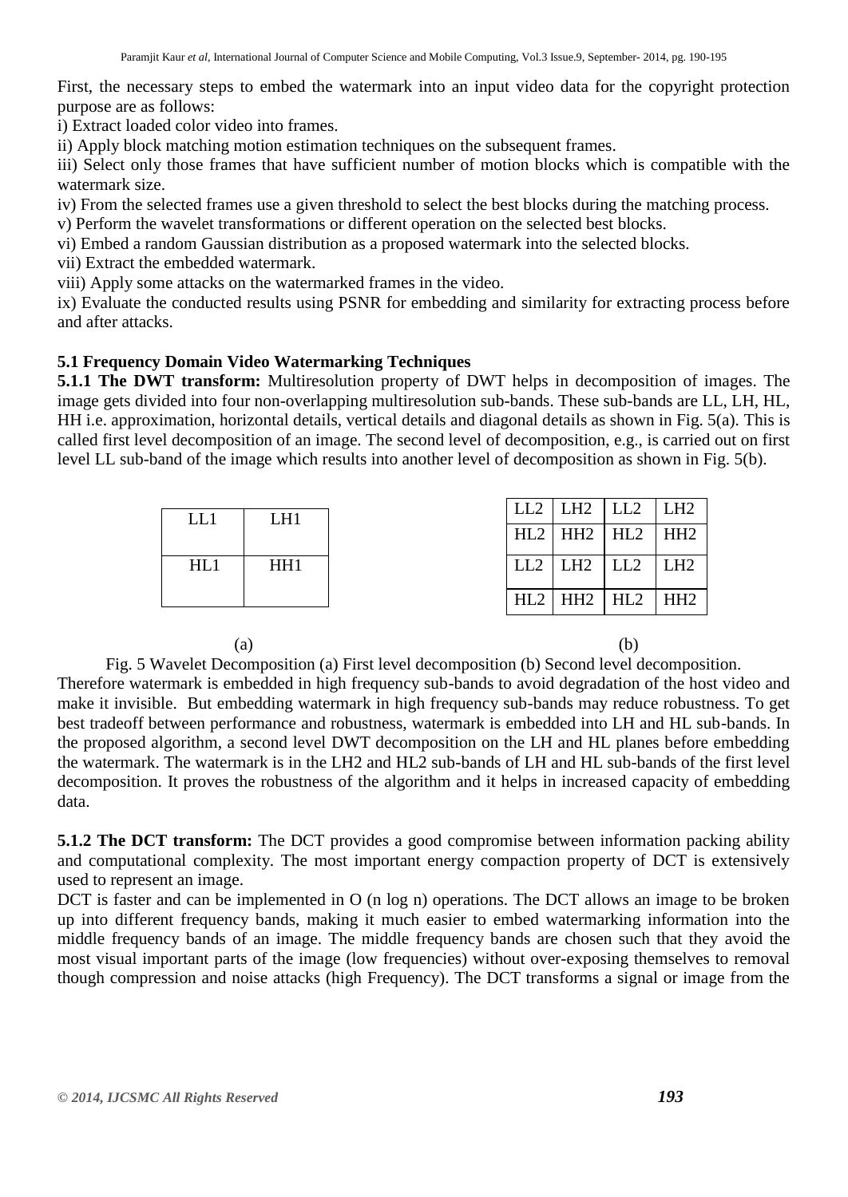First, the necessary steps to embed the watermark into an input video data for the copyright protection purpose are as follows:

i) Extract loaded color video into frames.

ii) Apply block matching motion estimation techniques on the subsequent frames.

iii) Select only those frames that have sufficient number of motion blocks which is compatible with the watermark size.

iv) From the selected frames use a given threshold to select the best blocks during the matching process.

v) Perform the wavelet transformations or different operation on the selected best blocks.

vi) Embed a random Gaussian distribution as a proposed watermark into the selected blocks.

vii) Extract the embedded watermark.

viii) Apply some attacks on the watermarked frames in the video.

ix) Evaluate the conducted results using PSNR for embedding and similarity for extracting process before and after attacks.

### 5.1 Frequency Domain Video Watermarking Techniques

**5.1.1 The DWT transform:** Multiresolution property of DWT helps in decomposition of images. The image gets divided into four non-overlapping multiresolution sub-bands. These sub-bands are LL, LH, HL, HH i.e. approximation, horizontal details, vertical details and diagonal details as shown in Fig. 5(a). This is called first level decomposition of an image. The second level of decomposition, e.g., is carried out on first level LL sub-band of the image which results into another level of decomposition as shown in Fig. 5(b).

| LL1 | LH1 |
|---|---|
| HL1 | HH1 |

(a)

| LL2 | LH2 | LL2 | LH2 |
|---|---|---|---|
| HL2 | HH2 | HL2 | HH2 |
| LL2 | LH2 | LL2 | LH2 |
| HL2 | HH2 | HL2 | HH2 |

(b)

Fig. 5 Wavelet Decomposition (a) First level decomposition (b) Second level decomposition.

Therefore watermark is embedded in high frequency sub-bands to avoid degradation of the host video and make it invisible. But embedding watermark in high frequency sub-bands may reduce robustness. To get best tradeoff between performance and robustness, watermark is embedded into LH and HL sub-bands. In the proposed algorithm, a second level DWT decomposition on the LH and HL planes before embedding the watermark. The watermark is in the LH2 and HL2 sub-bands of LH and HL sub-bands of the first level decomposition. It proves the robustness of the algorithm and it helps in increased capacity of embedding data.

**5.1.2 The DCT transform:** The DCT provides a good compromise between information packing ability and computational complexity. The most important energy compaction property of DCT is extensively used to represent an image.

DCT is faster and can be implemented in O (n log n) operations. The DCT allows an image to be broken up into different frequency bands, making it much easier to embed watermarking information into the middle frequency bands of an image. The middle frequency bands are chosen such that they avoid the most visual important parts of the image (low frequencies) without over-exposing themselves to removal though compression and noise attacks (high Frequency). The DCT transforms a signal or image from the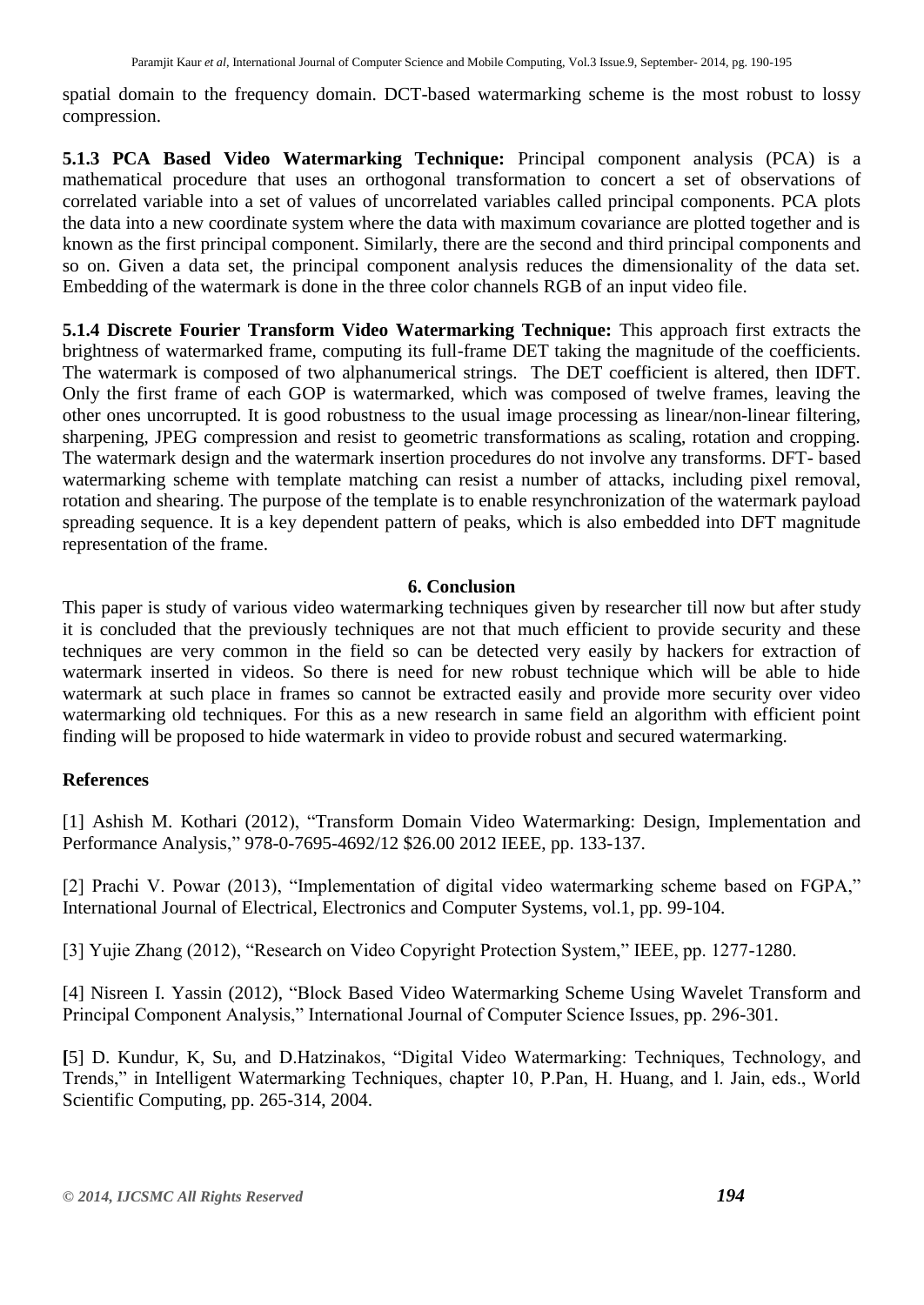spatial domain to the frequency domain. DCT-based watermarking scheme is the most robust to lossy compression.

**5.1.3 PCA Based Video Watermarking Technique:** Principal component analysis (PCA) is a mathematical procedure that uses an orthogonal transformation to concert a set of observations of correlated variable into a set of values of uncorrelated variables called principal components. PCA plots the data into a new coordinate system where the data with maximum covariance are plotted together and is known as the first principal component. Similarly, there are the second and third principal components and so on. Given a data set, the principal component analysis reduces the dimensionality of the data set. Embedding of the watermark is done in the three color channels RGB of an input video file.

**5.1.4 Discrete Fourier Transform Video Watermarking Technique:** This approach first extracts the brightness of watermarked frame, computing its full-frame DET taking the magnitude of the coefficients. The watermark is composed of two alphanumerical strings. The DET coefficient is altered, then IDFT. Only the first frame of each GOP is watermarked, which was composed of twelve frames, leaving the other ones uncorrupted. It is good robustness to the usual image processing as linear/non-linear filtering, sharpening, JPEG compression and resist to geometric transformations as scaling, rotation and cropping. The watermark design and the watermark insertion procedures do not involve any transforms. DFT- based watermarking scheme with template matching can resist a number of attacks, including pixel removal, rotation and shearing. The purpose of the template is to enable resynchronization of the watermark payload spreading sequence. It is a key dependent pattern of peaks, which is also embedded into DFT magnitude representation of the frame.

## 6. Conclusion

This paper is study of various video watermarking techniques given by researcher till now but after study it is concluded that the previously techniques are not that much efficient to provide security and these techniques are very common in the field so can be detected very easily by hackers for extraction of watermark inserted in videos. So there is need for new robust technique which will be able to hide watermark at such place in frames so cannot be extracted easily and provide more security over video watermarking old techniques. For this as a new research in same field an algorithm with efficient point finding will be proposed to hide watermark in video to provide robust and secured watermarking.

## References

[1] Ashish M. Kothari (2012), "Transform Domain Video Watermarking: Design, Implementation and Performance Analysis," 978-0-7695-4692/12 $26.00 2012 IEEE, pp. 133-137.

[2] Prachi V. Powar (2013), "Implementation of digital video watermarking scheme based on FGPA," International Journal of Electrical, Electronics and Computer Systems, vol.1, pp. 99-104.

[3] Yujie Zhang (2012), "Research on Video Copyright Protection System," IEEE, pp. 1277-1280.

[4] Nisreen I. Yassin (2012), "Block Based Video Watermarking Scheme Using Wavelet Transform and Principal Component Analysis," International Journal of Computer Science Issues, pp. 296-301.

[5] D. Kundur, K, Su, and D.Hatzinakos, "Digital Video Watermarking: Techniques, Technology, and Trends," in Intelligent Watermarking Techniques, chapter 10, P.Pan, H. Huang, and l. Jain, eds., World Scientific Computing, pp. 265-314, 2004.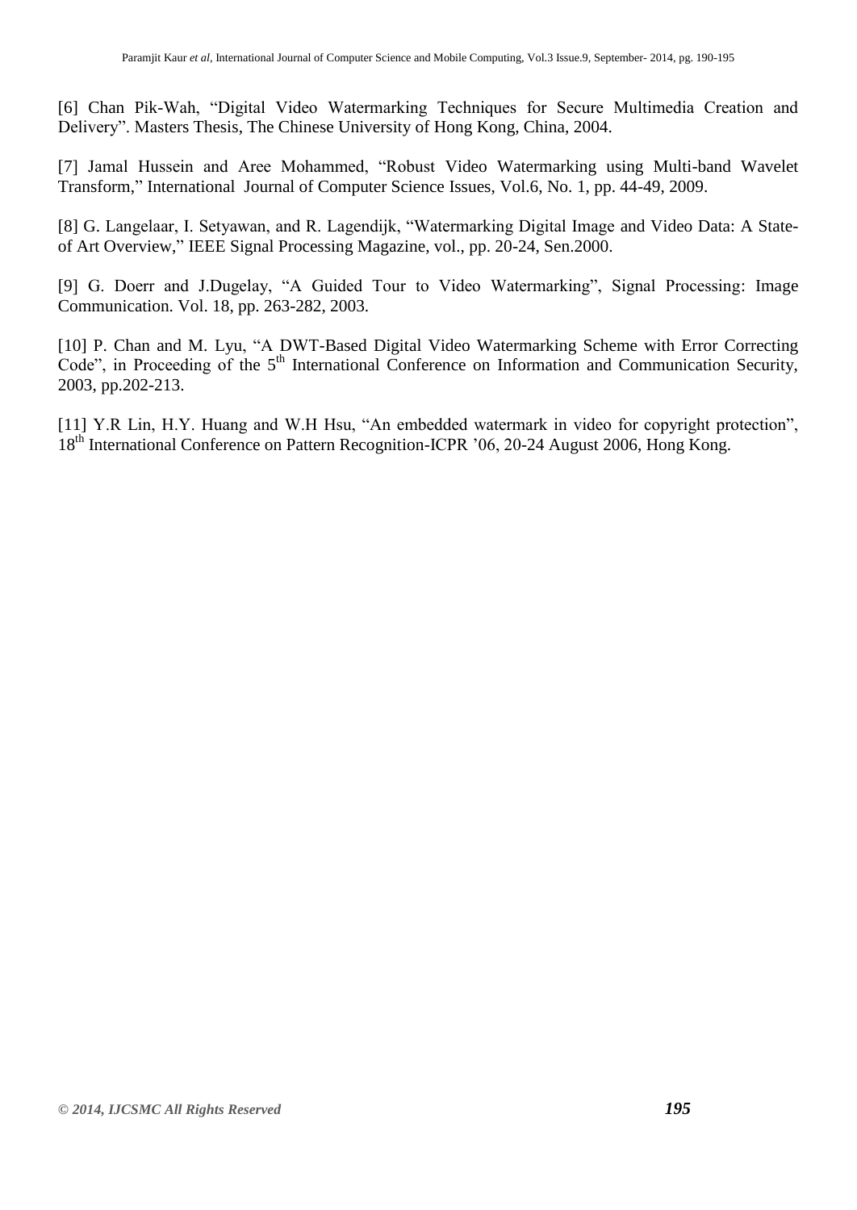[6] Chan Pik-Wah, "Digital Video Watermarking Techniques for Secure Multimedia Creation and Delivery". Masters Thesis, The Chinese University of Hong Kong, China, 2004.

[7] Jamal Hussein and Aree Mohammed, "Robust Video Watermarking using Multi-band Wavelet Transform," International Journal of Computer Science Issues, Vol.6, No. 1, pp. 44-49, 2009.

[8] G. Langelaar, I. Setyawan, and R. Lagendijk, "Watermarking Digital Image and Video Data: A State-of Art Overview," IEEE Signal Processing Magazine, vol., pp. 20-24, Sen.2000.

[9] G. Doerr and J.Dugelay, "A Guided Tour to Video Watermarking", Signal Processing: Image Communication. Vol. 18, pp. 263-282, 2003.

[10] P. Chan and M. Lyu, "A DWT-Based Digital Video Watermarking Scheme with Error Correcting Code", in Proceeding of the 5th International Conference on Information and Communication Security, 2003, pp.202-213.

[11] Y.R Lin, H.Y. Huang and W.H Hsu, "An embedded watermark in video for copyright protection", 18th International Conference on Pattern Recognition-ICPR '06, 20-24 August 2006, Hong Kong.